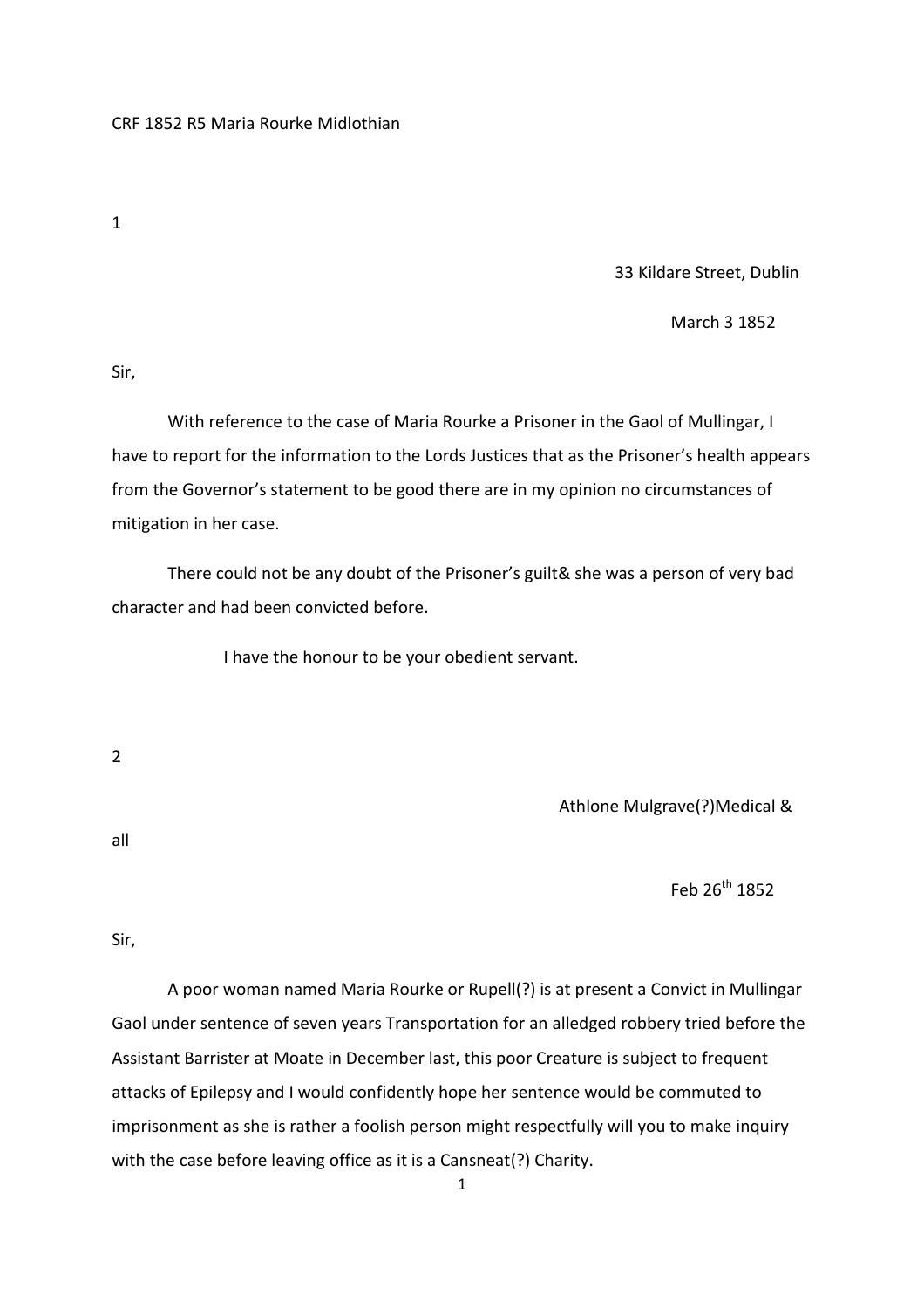CRF 1852 R5 Maria Rourke Midlothian

1

33 Kildare Street, Dublin

March 3 1852

Sir,

With reference to the case of Maria Rourke a Prisoner in the Gaol of Mullingar, I have to report for the information to the Lords Justices that as the Prisoner's health appears from the Governor's statement to be good there are in my opinion no circumstances of mitigation in her case.

There could not be any doubt of the Prisoner's guilt& she was a person of very bad character and had been convicted before.

I have the honour to be your obedient servant.

2

Athlone Mulgrave(?)Medical &

all

Feb 26th 1852

Sir,

A poor woman named Maria Rourke or Rupell(?) is at present a Convict in Mullingar Gaol under sentence of seven years Transportation for an alledged robbery tried before the Assistant Barrister at Moate in December last, this poor Creature is subject to frequent attacks of Epilepsy and I would confidently hope her sentence would be commuted to imprisonment as she is rather a foolish person might respectfully will you to make inquiry with the case before leaving office as it is a Cansneat(?) Charity.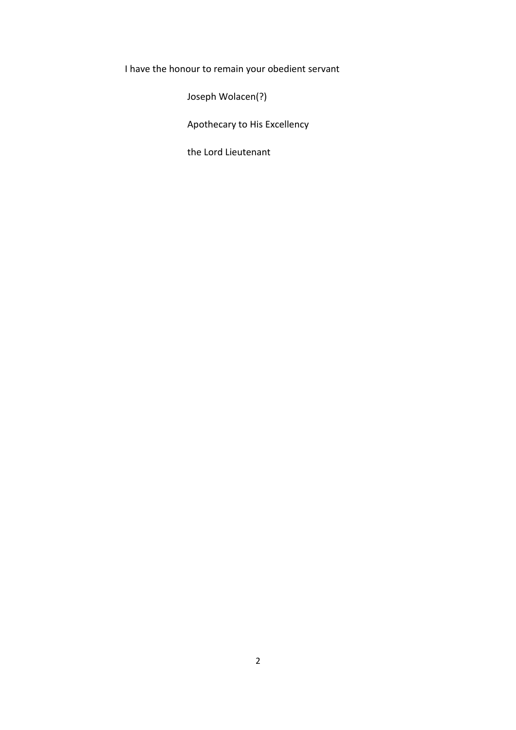I have the honour to remain your obedient servant

Joseph Wolacen(?)

Apothecary to His Excellency

the Lord Lieutenant